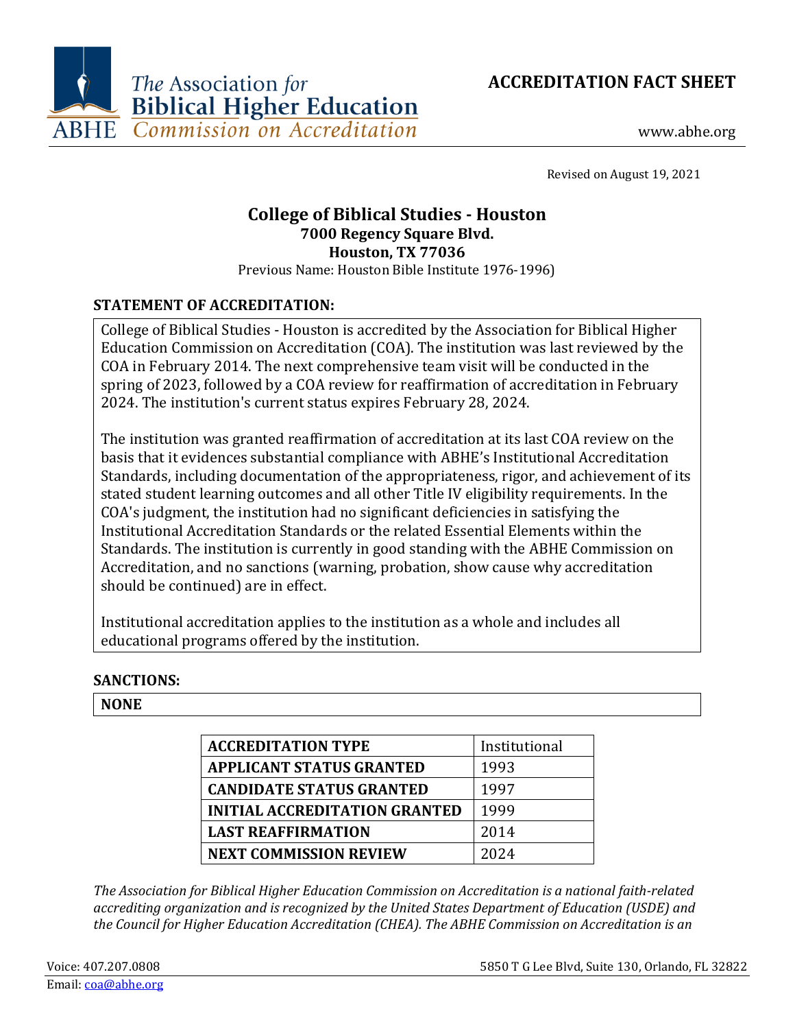The Association for Biblical Higher Education
ABHE Commission on Accreditation

# ACCREDITATION FACT SHEET

www.abhe.org

Revised on August 19, 2021

## College of Biblical Studies - Houston

**7000 Regency Square Blvd.**
**Houston, TX 77036**
Previous Name: Houston Bible Institute 1976-1996)

### STATEMENT OF ACCREDITATION:

College of Biblical Studies - Houston is accredited by the Association for Biblical Higher Education Commission on Accreditation (COA). The institution was last reviewed by the COA in February 2014. The next comprehensive team visit will be conducted in the spring of 2023, followed by a COA review for reaffirmation of accreditation in February 2024. The institution's current status expires February 28, 2024.

The institution was granted reaffirmation of accreditation at its last COA review on the basis that it evidences substantial compliance with ABHE's Institutional Accreditation Standards, including documentation of the appropriateness, rigor, and achievement of its stated student learning outcomes and all other Title IV eligibility requirements. In the COA's judgment, the institution had no significant deficiencies in satisfying the Institutional Accreditation Standards or the related Essential Elements within the Standards. The institution is currently in good standing with the ABHE Commission on Accreditation, and no sanctions (warning, probation, show cause why accreditation should be continued) are in effect.

Institutional accreditation applies to the institution as a whole and includes all educational programs offered by the institution.

### SANCTIONS:

**NONE**

| **ACCREDITATION TYPE** | Institutional |
|---|---|
| **APPLICANT STATUS GRANTED** | 1993 |
| **CANDIDATE STATUS GRANTED** | 1997 |
| **INITIAL ACCREDITATION GRANTED** | 1999 |
| **LAST REAFFIRMATION** | 2014 |
| **NEXT COMMISSION REVIEW** | 2024 |

*The Association for Biblical Higher Education Commission on Accreditation is a national faith-related accrediting organization and is recognized by the United States Department of Education (USDE) and the Council for Higher Education Accreditation (CHEA). The ABHE Commission on Accreditation is an*

Voice: 407.207.0808 | 5850 T G Lee Blvd, Suite 130, Orlando, FL 32822
Email: coa@abhe.org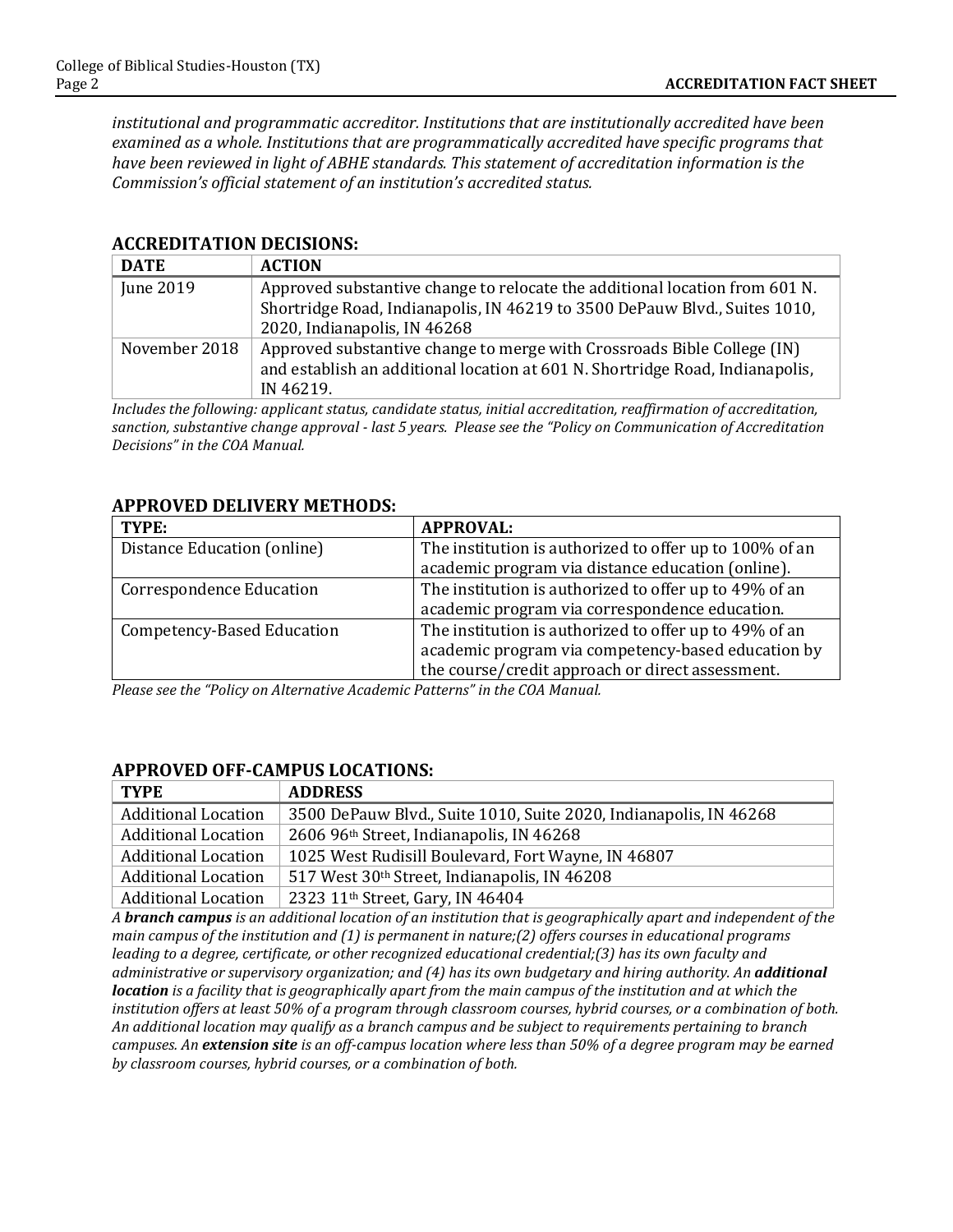*institutional and programmatic accreditor. Institutions that are institutionally accredited have been examined as a whole. Institutions that are programmatically accredited have specific programs that have been reviewed in light of ABHE standards. This statement of accreditation information is the Commission's official statement of an institution's accredited status.*

## ACCREDITATION DECISIONS:

| DATE | ACTION |
|---|---|
| June 2019 | Approved substantive change to relocate the additional location from 601 N. Shortridge Road, Indianapolis, IN 46219 to 3500 DePauw Blvd., Suites 1010, 2020, Indianapolis, IN 46268 |
| November 2018 | Approved substantive change to merge with Crossroads Bible College (IN) and establish an additional location at 601 N. Shortridge Road, Indianapolis, IN 46219. |

*Includes the following: applicant status, candidate status, initial accreditation, reaffirmation of accreditation, sanction, substantive change approval - last 5 years. Please see the "Policy on Communication of Accreditation Decisions" in the COA Manual.*

## APPROVED DELIVERY METHODS:

| TYPE: | APPROVAL: |
|---|---|
| Distance Education (online) | The institution is authorized to offer up to 100% of an academic program via distance education (online). |
| Correspondence Education | The institution is authorized to offer up to 49% of an academic program via correspondence education. |
| Competency-Based Education | The institution is authorized to offer up to 49% of an academic program via competency-based education by the course/credit approach or direct assessment. |

*Please see the "Policy on Alternative Academic Patterns" in the COA Manual.*

## APPROVED OFF-CAMPUS LOCATIONS:

| TYPE | ADDRESS |
|---|---|
| Additional Location | 3500 DePauw Blvd., Suite 1010, Suite 2020, Indianapolis, IN 46268 |
| Additional Location | 2606 96th Street, Indianapolis, IN 46268 |
| Additional Location | 1025 West Rudisill Boulevard, Fort Wayne, IN 46807 |
| Additional Location | 517 West 30th Street, Indianapolis, IN 46208 |
| Additional Location | 2323 11th Street, Gary, IN 46404 |

*A **branch campus** is an additional location of an institution that is geographically apart and independent of the main campus of the institution and (1) is permanent in nature;(2) offers courses in educational programs leading to a degree, certificate, or other recognized educational credential;(3) has its own faculty and administrative or supervisory organization; and (4) has its own budgetary and hiring authority. An **additional location** is a facility that is geographically apart from the main campus of the institution and at which the institution offers at least 50% of a program through classroom courses, hybrid courses, or a combination of both. An additional location may qualify as a branch campus and be subject to requirements pertaining to branch campuses. An **extension site** is an off-campus location where less than 50% of a degree program may be earned by classroom courses, hybrid courses, or a combination of both.*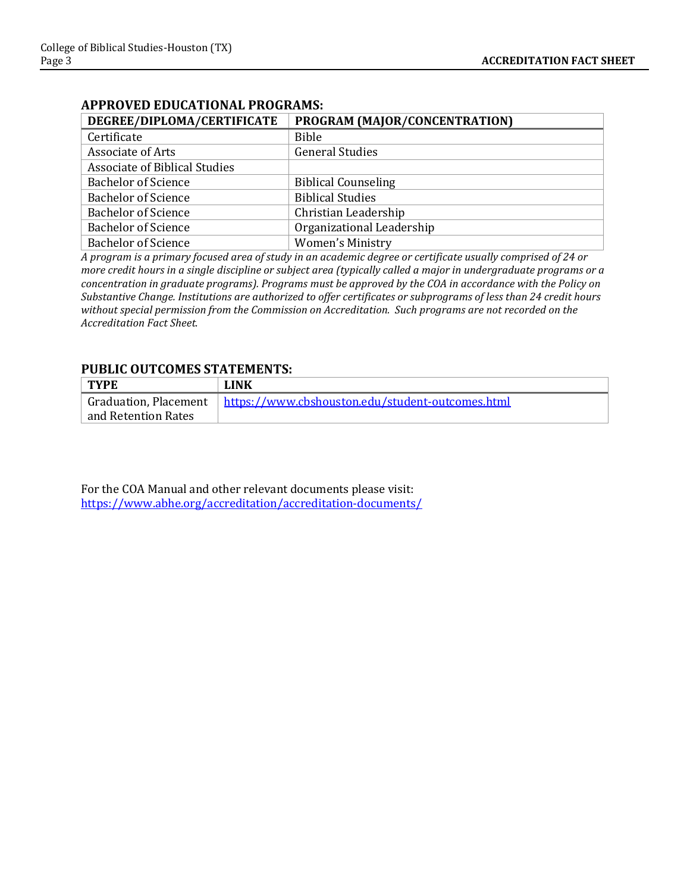## APPROVED EDUCATIONAL PROGRAMS:

| DEGREE/DIPLOMA/CERTIFICATE | PROGRAM (MAJOR/CONCENTRATION) |
|---|---|
| Certificate | Bible |
| Associate of Arts | General Studies |
| Associate of Biblical Studies | |
| Bachelor of Science | Biblical Counseling |
| Bachelor of Science | Biblical Studies |
| Bachelor of Science | Christian Leadership |
| Bachelor of Science | Organizational Leadership |
| Bachelor of Science | Women's Ministry |

*A program is a primary focused area of study in an academic degree or certificate usually comprised of 24 or more credit hours in a single discipline or subject area (typically called a major in undergraduate programs or a concentration in graduate programs). Programs must be approved by the COA in accordance with the Policy on Substantive Change. Institutions are authorized to offer certificates or subprograms of less than 24 credit hours without special permission from the Commission on Accreditation. Such programs are not recorded on the Accreditation Fact Sheet.*

## PUBLIC OUTCOMES STATEMENTS:

| TYPE | LINK |
|---|---|
| Graduation, Placement and Retention Rates | https://www.cbshouston.edu/student-outcomes.html |

For the COA Manual and other relevant documents please visit:
https://www.abhe.org/accreditation/accreditation-documents/